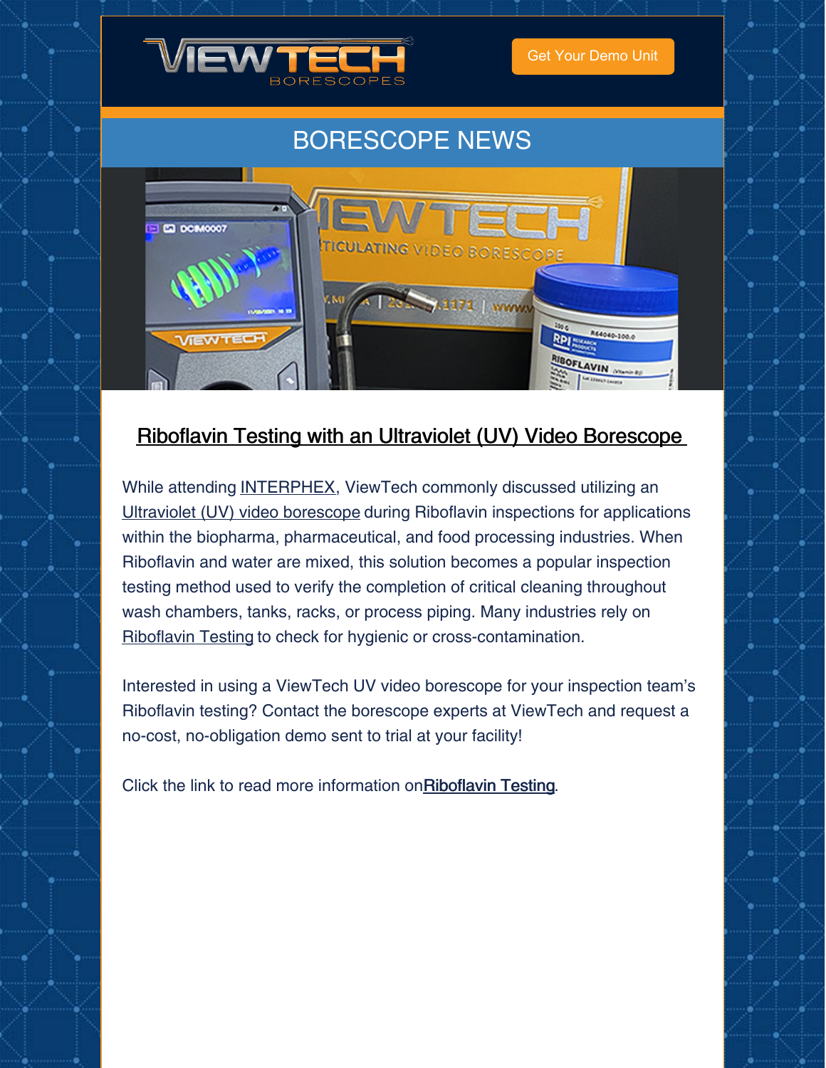Get Your Demo Unit

BORESCOPE NEWS

## Riboflavin Testing with an Ultraviolet (UV) Video Borescope

While attending INTERPHEX, ViewTech commonly discussed utilizing an Ultraviolet (UV) video borescope during Riboflavin inspections for applications within the biopharma, pharmaceutical, and food processing industries. When Riboflavin and water are mixed, this solution becomes a popular inspection testing method used to verify the completion of critical cleaning throughout wash chambers, tanks, racks, or process piping. Many industries rely on Riboflavin Testing to check for hygienic or cross-contamination.

Interested in using a ViewTech UV video borescope for your inspection team's Riboflavin testing? Contact the borescope experts at ViewTech and request a no-cost, no-obligation demo sent to trial at your facility!

Click the link to read more information on**Riboflavin Testing**.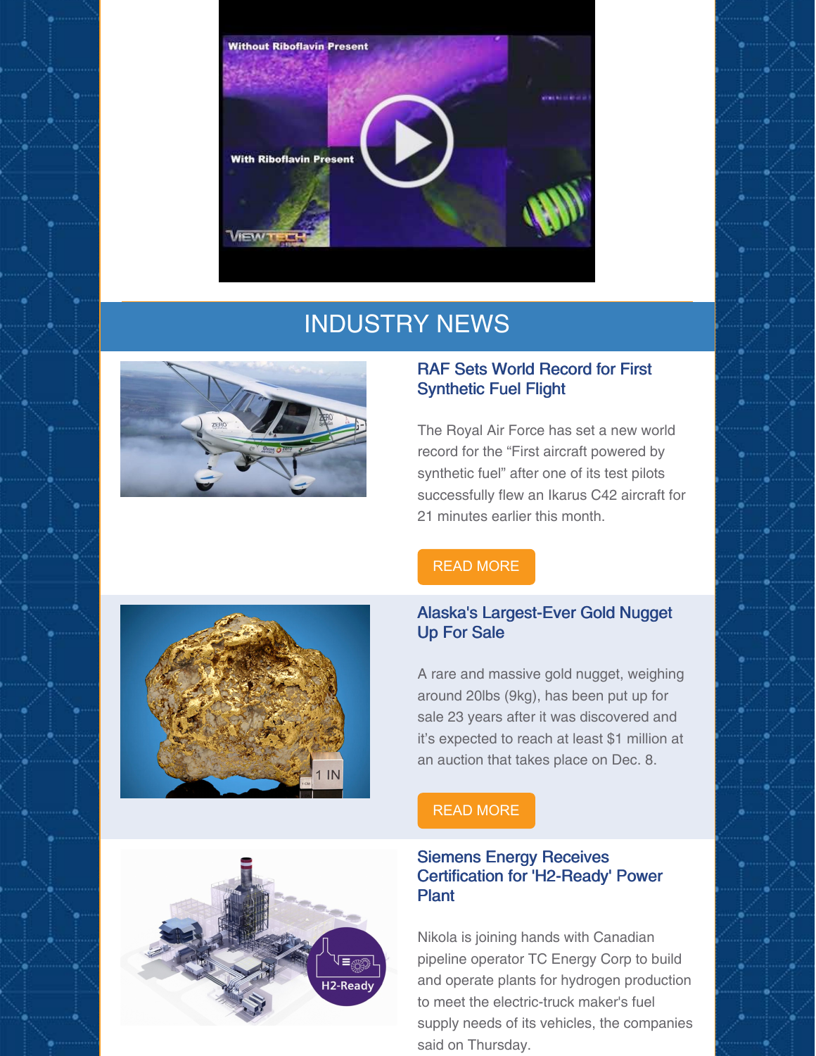# INDUSTRY NEWS

## RAF Sets World Record for First Synthetic Fuel Flight

The Royal Air Force has set a new world record for the "First aircraft powered by synthetic fuel" after one of its test pilots successfully flew an Ikarus C42 aircraft for 21 minutes earlier this month.

READ MORE

## Alaska's Largest-Ever Gold Nugget Up For Sale

A rare and massive gold nugget, weighing around 20lbs (9kg), has been put up for sale 23 years after it was discovered and it's expected to reach at least $1 million at an auction that takes place on Dec. 8.

READ MORE

## Siemens Energy Receives Certification for 'H2-Ready' Power Plant

Nikola is joining hands with Canadian pipeline operator TC Energy Corp to build and operate plants for hydrogen production to meet the electric-truck maker's fuel supply needs of its vehicles, the companies said on Thursday.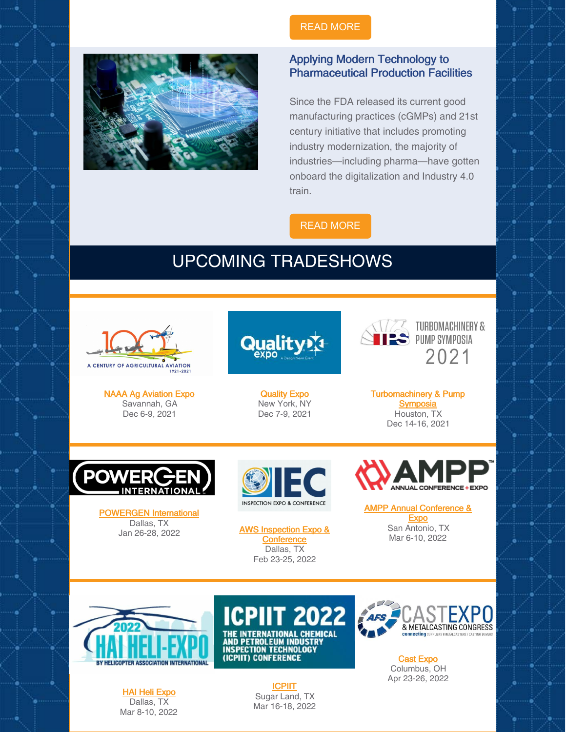READ MORE

## Applying Modern Technology to Pharmaceutical Production Facilities

Since the FDA released its current good manufacturing practices (cGMPs) and 21st century initiative that includes promoting industry modernization, the majority of industries—including pharma—have gotten onboard the digitalization and Industry 4.0 train.

READ MORE

# UPCOMING TRADESHOWS

NAAA Ag Aviation Expo
Savannah, GA
Dec 6-9, 2021

Quality Expo
New York, NY
Dec 7-9, 2021

Turbomachinery & Pump Symposia
Houston, TX
Dec 14-16, 2021

POWERGEN International
Dallas, TX
Jan 26-28, 2022

AWS Inspection Expo & Conference
Dallas, TX
Feb 23-25, 2022

AMPP Annual Conference & Expo
San Antonio, TX
Mar 6-10, 2022

HAI Heli Expo
Dallas, TX
Mar 8-10, 2022

ICPIIT
Sugar Land, TX
Mar 16-18, 2022

Cast Expo
Columbus, OH
Apr 23-26, 2022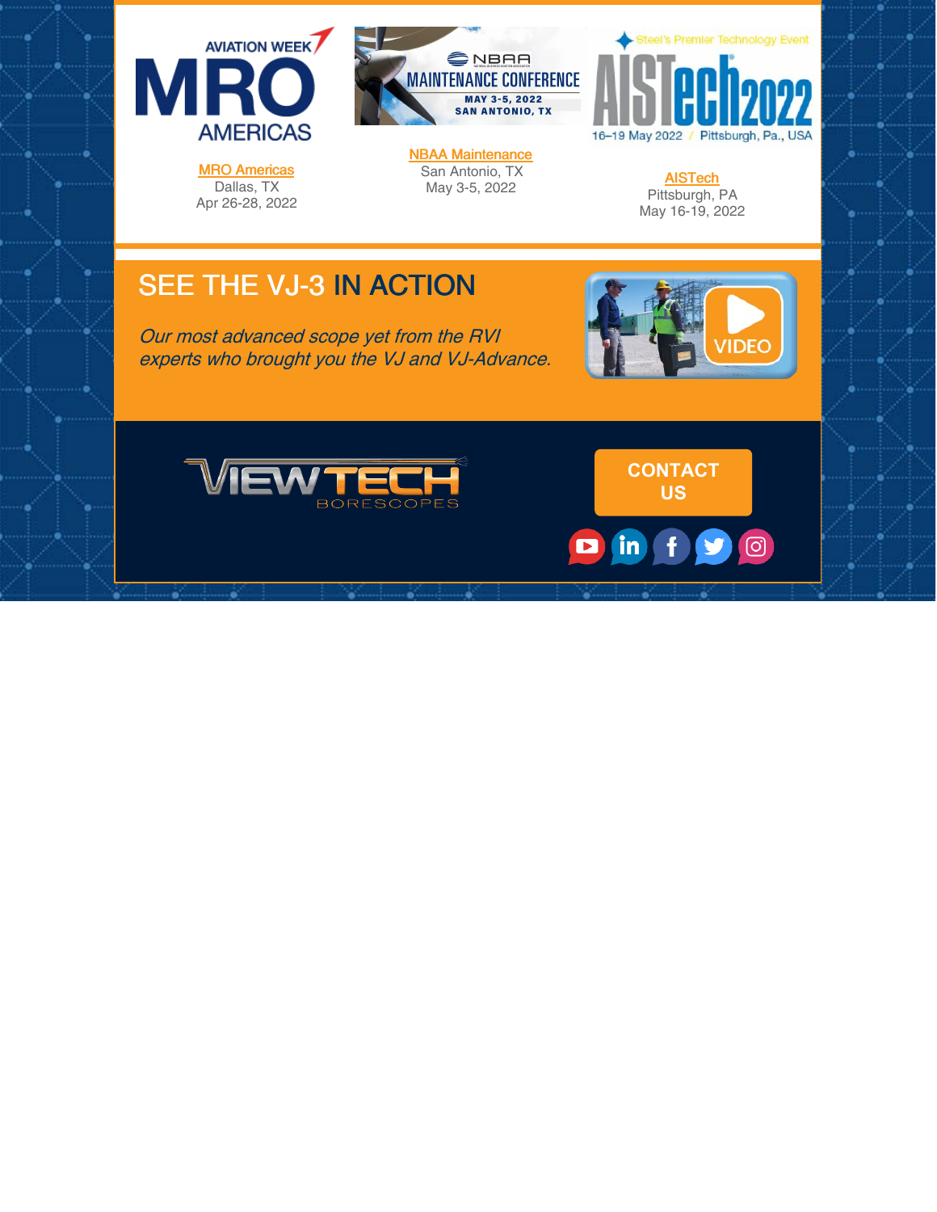[MRO Americas]
Dallas, TX
Apr 26-28, 2022

[NBAA Maintenance]
San Antonio, TX
May 3-5, 2022

[AISTech]
Pittsburgh, PA
May 16-19, 2022

## SEE THE VJ-3 IN ACTION

*Our most advanced scope yet from the RVI experts who brought you the VJ and VJ-Advance.*

VIDEO

CONTACT US